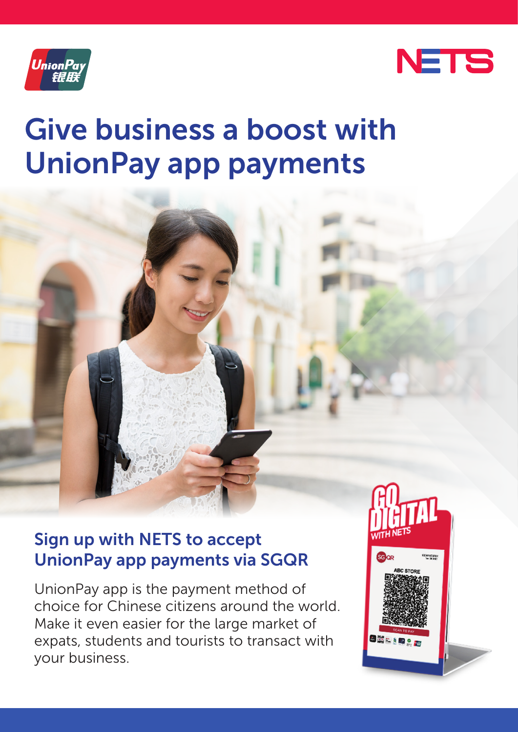# Give business a boost with UnionPay app payments

## Sign up with NETS to accept UnionPay app payments via SGQR

UnionPay app is the payment method of choice for Chinese citizens around the world. Make it even easier for the large market of expats, students and tourists to transact with your business.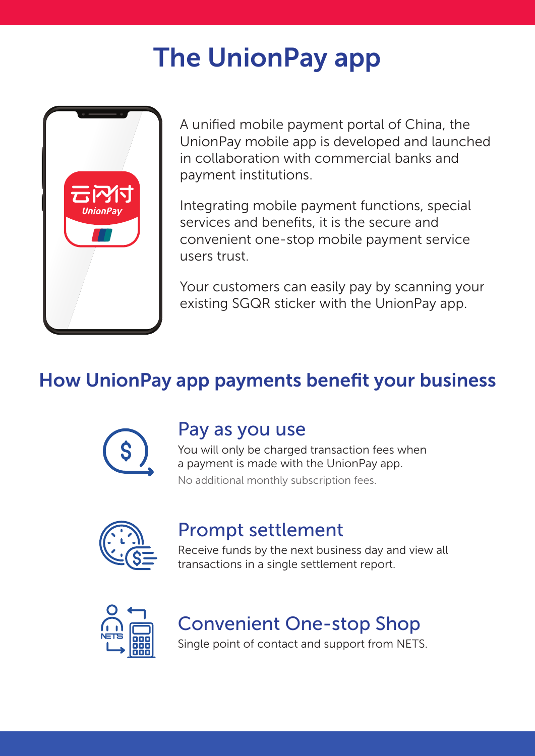# The UnionPay app

A unified mobile payment portal of China, the UnionPay mobile app is developed and launched in collaboration with commercial banks and payment institutions.

Integrating mobile payment functions, special services and benefits, it is the secure and convenient one-stop mobile payment service users trust.

Your customers can easily pay by scanning your existing SGQR sticker with the UnionPay app.

## How UnionPay app payments benefit your business

### Pay as you use

You will only be charged transaction fees when a payment is made with the UnionPay app.

No additional monthly subscription fees.

### Prompt settlement

Receive funds by the next business day and view all transactions in a single settlement report.

### Convenient One-stop Shop

Single point of contact and support from NETS.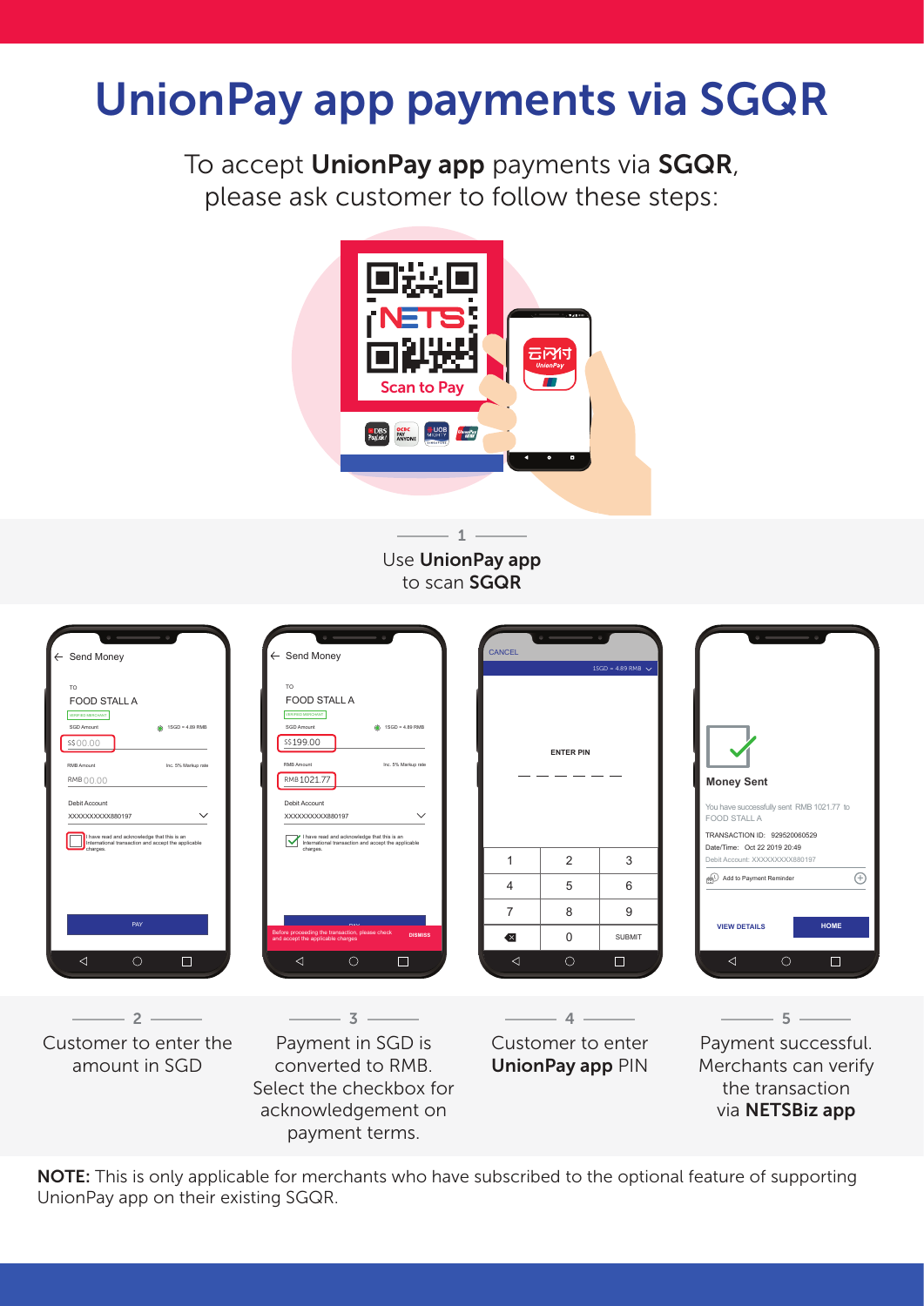# UnionPay app payments via SGQR

To accept **UnionPay app** payments via **SGQR**, please ask customer to follow these steps:

**1**

Use **UnionPay app** to scan **SGQR**

**2**

Customer to enter the amount in SGD

**3**

Payment in SGD is converted to RMB. Select the checkbox for acknowledgement on payment terms.

**4**

Customer to enter **UnionPay app** PIN

**5**

Payment successful. Merchants can verify the transaction via **NETSBiz app**

**NOTE:** This is only applicable for merchants who have subscribed to the optional feature of supporting UnionPay app on their existing SGQR.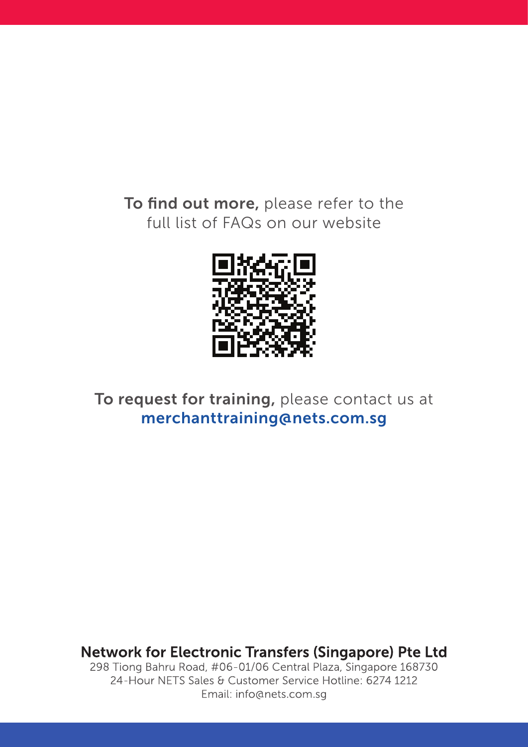**To find out more,** please refer to the full list of FAQs on our website

**To request for training,** please contact us at merchanttraining@nets.com.sg

**Network for Electronic Transfers (Singapore) Pte Ltd**

298 Tiong Bahru Road, #06-01/06 Central Plaza, Singapore 168730
24-Hour NETS Sales & Customer Service Hotline: 6274 1212
Email: info@nets.com.sg